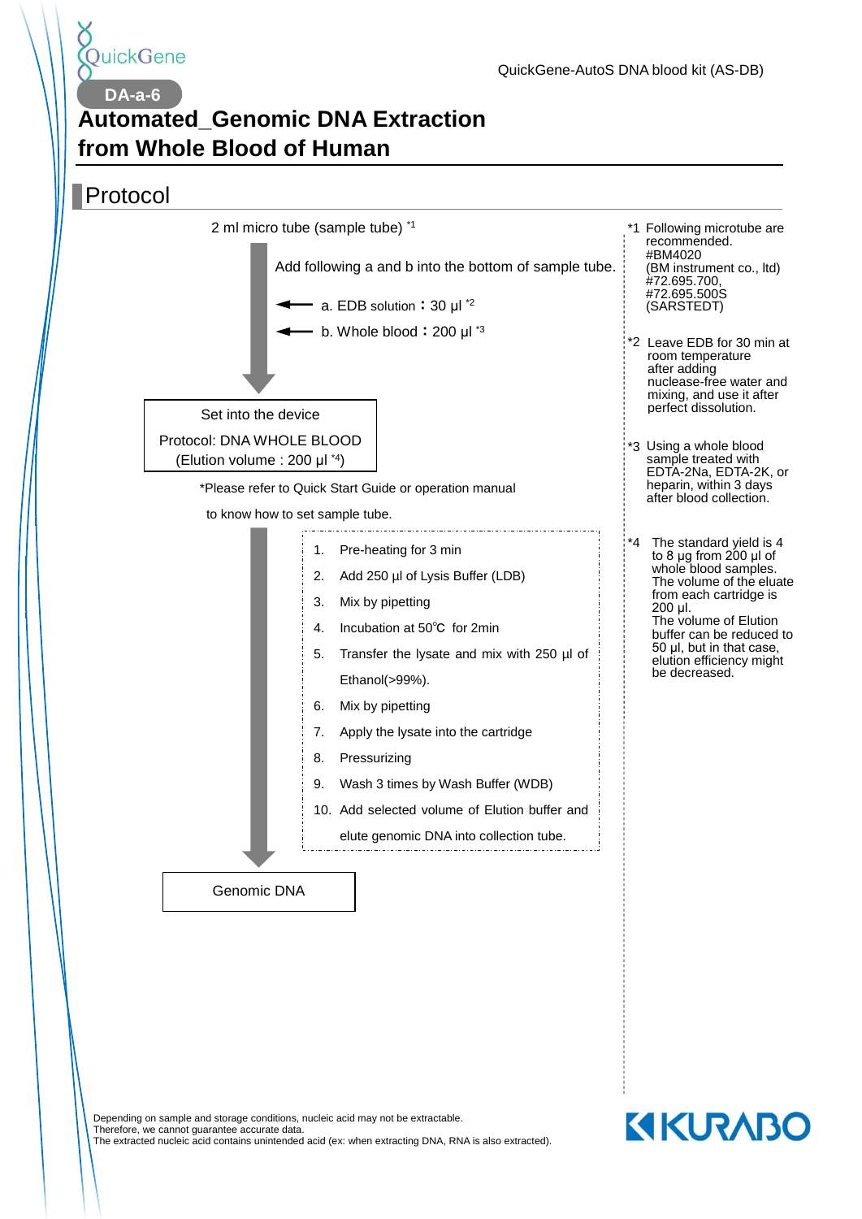QuickGene

QuickGene-AutoS DNA blood kit (AS-DB)

DA-a-6

# Automated_Genomic DNA Extraction from Whole Blood of Human

## Protocol

2 ml micro tube (sample tube) [*1]

Add following a and b into the bottom of sample tube.

- a. EDB solution：30 µl [*2]
- b. Whole blood：200 µl [*3]

Set into the device

Protocol: DNA WHOLE BLOOD

(Elution volume : 200 µl [*4])

*Please refer to Quick Start Guide or operation manual to know how to set sample tube.

1. Pre-heating for 3 min
2. Add 250 µl of Lysis Buffer (LDB)
3. Mix by pipetting
4. Incubation at 50℃ for 2min
5. Transfer the lysate and mix with 250 µl of Ethanol(>99%).
6. Mix by pipetting
7. Apply the lysate into the cartridge
8. Pressurizing
9. Wash 3 times by Wash Buffer (WDB)
10. Add selected volume of Elution buffer and elute genomic DNA into collection tube.

Genomic DNA

*1 Following microtube are recommended. #BM4020 (BM instrument co., ltd) #72.695.700, #72.695.500S (SARSTEDT)

*2 Leave EDB for 30 min at room temperature after adding nuclease-free water and mixing, and use it after perfect dissolution.

*3 Using a whole blood sample treated with EDTA-2Na, EDTA-2K, or heparin, within 3 days after blood collection.

*4 The standard yield is 4 to 8 µg from 200 µl of whole blood samples. The volume of the eluate from each cartridge is 200 µl. The volume of Elution buffer can be reduced to 50 µl, but in that case, elution efficiency might be decreased.

Depending on sample and storage conditions, nucleic acid may not be extractable.
Therefore, we cannot guarantee accurate data.
The extracted nucleic acid contains unintended acid (ex: when extracting DNA, RNA is also extracted).

KURABO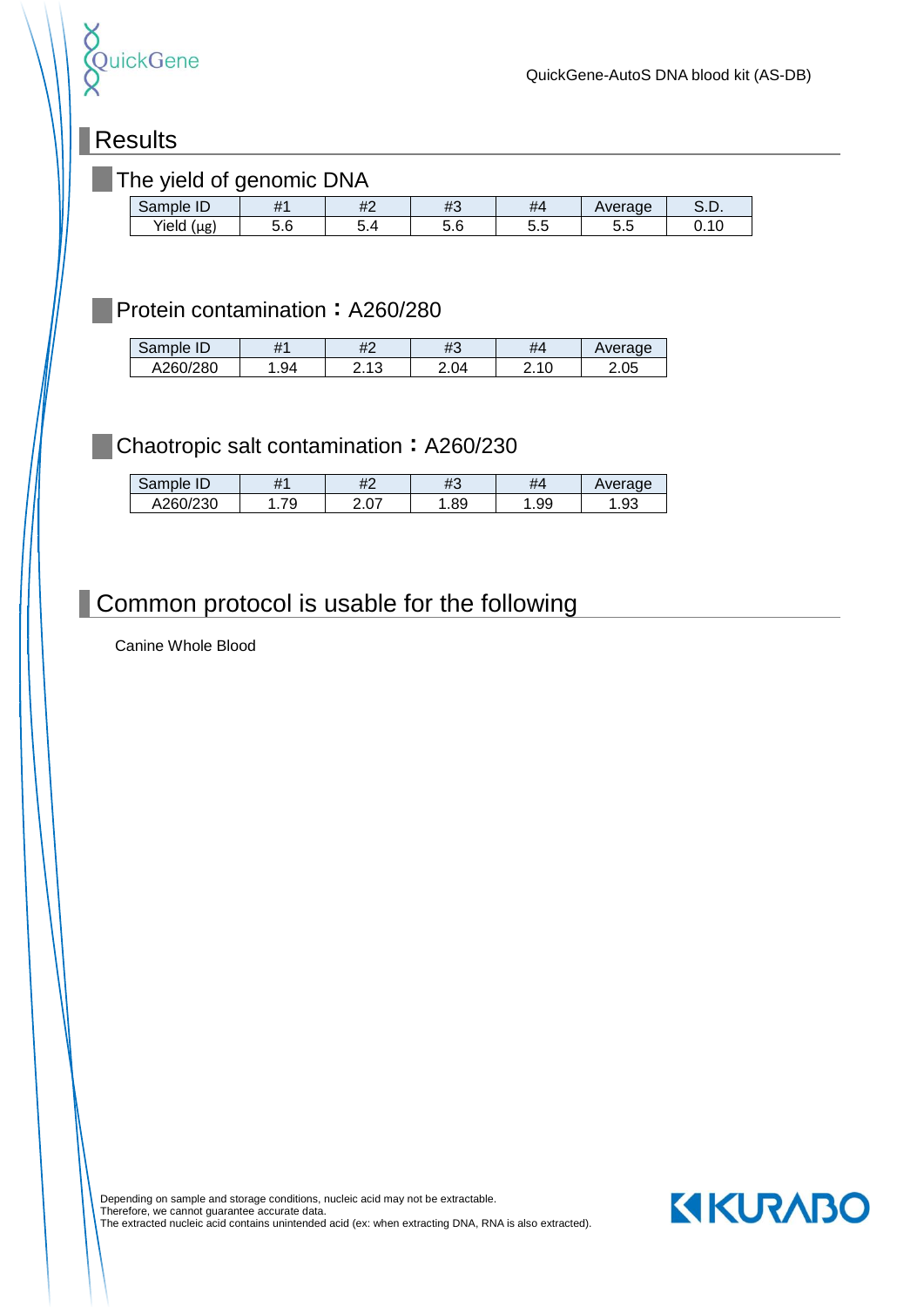# Results

## The yield of genomic DNA

| Sample ID | #1 | #2 | #3 | #4 | Average | S.D. |
|---|---|---|---|---|---|---|
| Yield (μg) | 5.6 | 5.4 | 5.6 | 5.5 | 5.5 | 0.10 |

## Protein contamination：A260/280

| Sample ID | #1 | #2 | #3 | #4 | Average |
|---|---|---|---|---|---|
| A260/280 | 1.94 | 2.13 | 2.04 | 2.10 | 2.05 |

## Chaotropic salt contamination：A260/230

| Sample ID | #1 | #2 | #3 | #4 | Average |
|---|---|---|---|---|---|
| A260/230 | 1.79 | 2.07 | 1.89 | 1.99 | 1.93 |

# Common protocol is usable for the following

Canine Whole Blood

Depending on sample and storage conditions, nucleic acid may not be extractable.
Therefore, we cannot guarantee accurate data.
The extracted nucleic acid contains unintended acid (ex: when extracting DNA, RNA is also extracted).